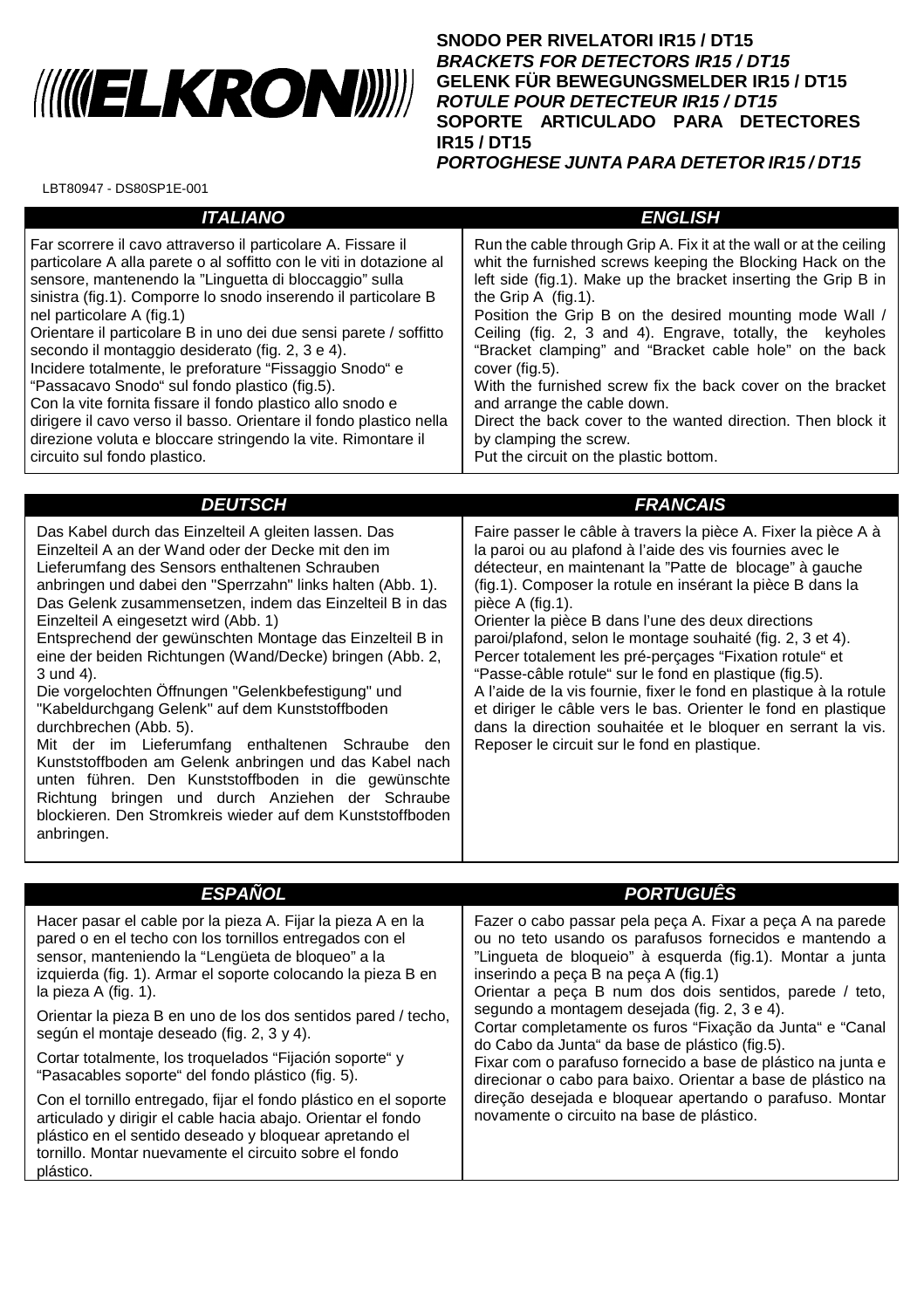**SNODO PER RIVELATORI IR15 / DT15**
***BRACKETS FOR DETECTORS IR15 / DT15***
**GELENK FÜR BEWEGUNGSMELDER IR15 / DT15**
***ROTULE POUR DETECTEUR IR15 / DT15***
**SOPORTE ARTICULADO PARA DETECTORES IR15 / DT15**
***PORTOGHESE JUNTA PARA DETETOR IR15 / DT15***

LBT80947 - DS80SP1E-001

## ITALIANO

Far scorrere il cavo attraverso il particolare A. Fissare il particolare A alla parete o al soffitto con le viti in dotazione al sensore, mantenendo la ”Linguetta di bloccaggio” sulla sinistra (fig.1). Comporre lo snodo inserendo il particolare B nel particolare A (fig.1)
Orientare il particolare B in uno dei due sensi parete / soffitto secondo il montaggio desiderato (fig. 2, 3 e 4).
Incidere totalmente, le preforature “Fissaggio Snodo“ e “Passacavo Snodo“ sul fondo plastico (fig.5).
Con la vite fornita fissare il fondo plastico allo snodo e dirigere il cavo verso il basso. Orientare il fondo plastico nella direzione voluta e bloccare stringendo la vite. Rimontare il circuito sul fondo plastico.

## ENGLISH

Run the cable through Grip A. Fix it at the wall or at the ceiling whit the furnished screws keeping the Blocking Hack on the left side (fig.1). Make up the bracket inserting the Grip B in the Grip A (fig.1).
Position the Grip B on the desired mounting mode Wall / Ceiling (fig. 2, 3 and 4). Engrave, totally, the keyholes “Bracket clamping” and “Bracket cable hole” on the back cover (fig.5).
With the furnished screw fix the back cover on the bracket and arrange the cable down.
Direct the back cover to the wanted direction. Then block it by clamping the screw.
Put the circuit on the plastic bottom.

## DEUTSCH

Das Kabel durch das Einzelteil A gleiten lassen. Das Einzelteil A an der Wand oder der Decke mit den im Lieferumfang des Sensors enthaltenen Schrauben anbringen und dabei den "Sperrzahn" links halten (Abb. 1). Das Gelenk zusammensetzen, indem das Einzelteil B in das Einzelteil A eingesetzt wird (Abb. 1)
Entsprechend der gewünschten Montage das Einzelteil B in eine der beiden Richtungen (Wand/Decke) bringen (Abb. 2, 3 und 4).
Die vorgelochten Öffnungen "Gelenkbefestigung" und "Kabeldurchgang Gelenk" auf dem Kunststoffboden durchbrechen (Abb. 5).
Mit der im Lieferumfang enthaltenen Schraube den Kunststoffboden am Gelenk anbringen und das Kabel nach unten führen. Den Kunststoffboden in die gewünschte Richtung bringen und durch Anziehen der Schraube blockieren. Den Stromkreis wieder auf dem Kunststoffboden anbringen.

## FRANCAIS

Faire passer le câble à travers la pièce A. Fixer la pièce A à la paroi ou au plafond à l’aide des vis fournies avec le détecteur, en maintenant la ”Patte de blocage” à gauche (fig.1). Composer la rotule en insérant la pièce B dans la pièce A (fig.1).
Orienter la pièce B dans l’une des deux directions paroi/plafond, selon le montage souhaité (fig. 2, 3 et 4).
Percer totalement les pré-perçages “Fixation rotule“ et “Passe-câble rotule“ sur le fond en plastique (fig.5).
A l’aide de la vis fournie, fixer le fond en plastique à la rotule et diriger le câble vers le bas. Orienter le fond en plastique dans la direction souhaitée et le bloquer en serrant la vis. Reposer le circuit sur le fond en plastique.

## ESPAÑOL

Hacer pasar el cable por la pieza A. Fijar la pieza A en la pared o en el techo con los tornillos entregados con el sensor, manteniendo la “Lengüeta de bloqueo” a la izquierda (fig. 1). Armar el soporte colocando la pieza B en la pieza A (fig. 1).

Orientar la pieza B en uno de los dos sentidos pared / techo, según el montaje deseado (fig. 2, 3 y 4).

Cortar totalmente, los troquelados “Fijación soporte“ y “Pasacables soporte“ del fondo plástico (fig. 5).

Con el tornillo entregado, fijar el fondo plástico en el soporte articulado y dirigir el cable hacia abajo. Orientar el fondo plástico en el sentido deseado y bloquear apretando el tornillo. Montar nuevamente el circuito sobre el fondo plástico.

## PORTUGUÊS

Fazer o cabo passar pela peça A. Fixar a peça A na parede ou no teto usando os parafusos fornecidos e mantendo a ”Lingueta de bloqueio” à esquerda (fig.1). Montar a junta inserindo a peça B na peça A (fig.1)
Orientar a peça B num dos dois sentidos, parede / teto, segundo a montagem desejada (fig. 2, 3 e 4).
Cortar completamente os furos “Fixação da Junta“ e “Canal do Cabo da Junta“ da base de plástico (fig.5).
Fixar com o parafuso fornecido a base de plástico na junta e direcionar o cabo para baixo. Orientar a base de plástico na direção desejada e bloquear apertando o parafuso. Montar novamente o circuito na base de plástico.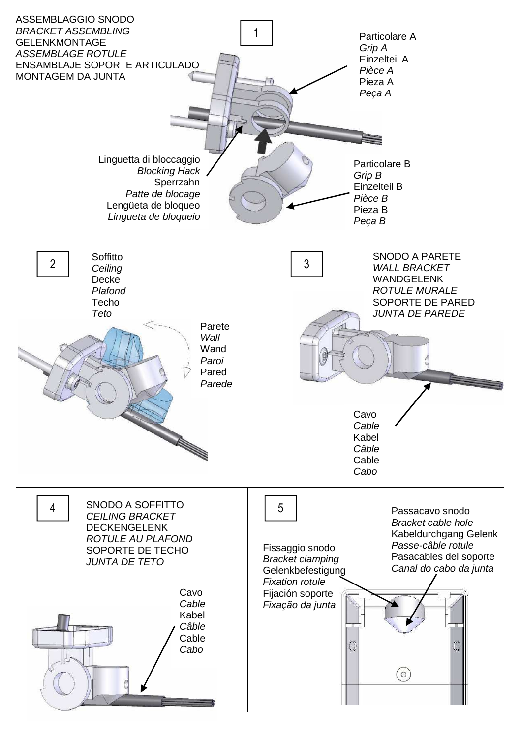ASSEMBLAGGIO SNODO
*BRACKET ASSEMBLING*
GELENKMONTAGE
*ASSEMBLAGE ROTULE*
ENSAMBLAJE SOPORTE ARTICULADO
MONTAGEM DA JUNTA

1

Particolare A
*Grip A*
Einzelteil A
*Pièce A*
Pieza A
*Peça A*

Linguetta di bloccaggio
*Blocking Hack*
Sperrzahn
*Patte de blocage*
Lengüeta de bloqueo
*Lingueta de bloqueio*

Particolare B
*Grip B*
Einzelteil B
*Pièce B*
Pieza B
*Peça B*

2

Soffitto
*Ceiling*
Decke
*Plafond*
Techo
*Teto*

Parete
*Wall*
Wand
*Paroi*
Pared
*Parede*

3

SNODO A PARETE
*WALL BRACKET*
WANDGELENK
*ROTULE MURALE*
SOPORTE DE PARED
*JUNTA DE PAREDE*

Cavo
*Cable*
Kabel
*Câble*
Cable
*Cabo*

4

SNODO A SOFFITTO
*CEILING BRACKET*
DECKENGELENK
*ROTULE AU PLAFOND*
SOPORTE DE TECHO
*JUNTA DE TETO*

Cavo
*Cable*
Kabel
*Câble*
Cable
*Cabo*

5

Fissaggio snodo
*Bracket clamping*
Gelenkbefestigung
*Fixation rotule*
Fijación soporte
*Fixação da junta*

Passacavo snodo
*Bracket cable hole*
Kabeldurchgang Gelenk
*Passe-câble rotule*
Pasacables del soporte
*Canal do cabo da junta*